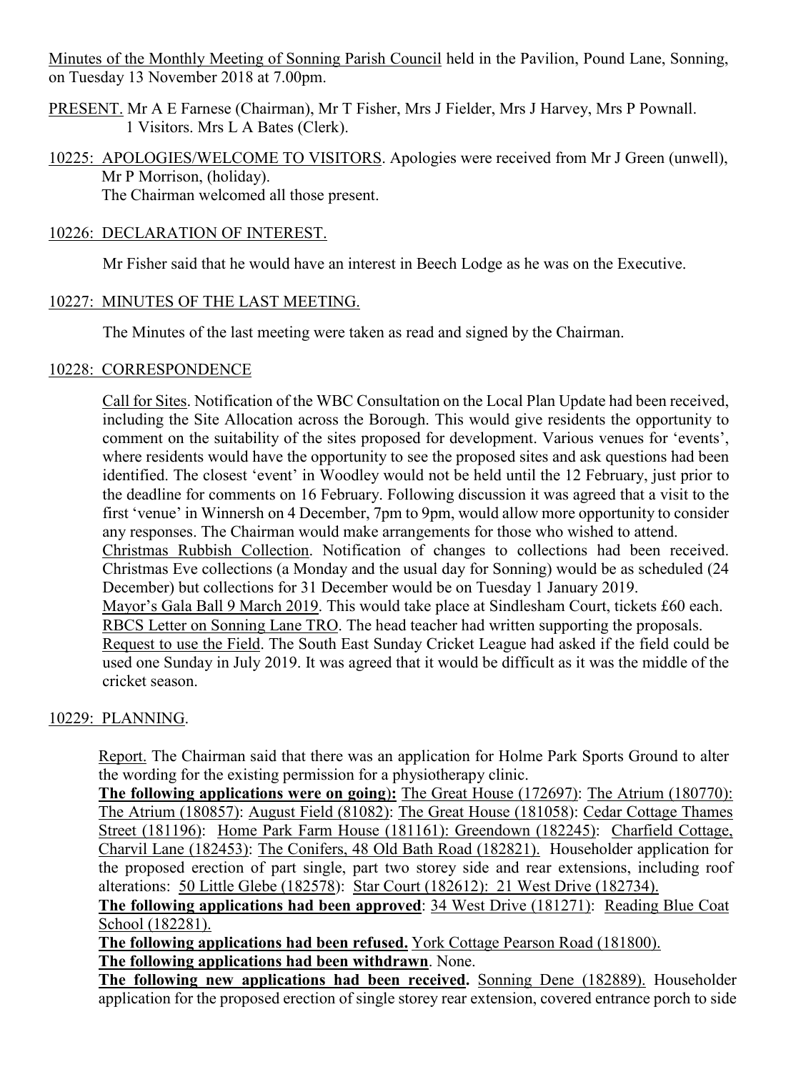Minutes of the Monthly Meeting of Sonning Parish Council held in the Pavilion, Pound Lane, Sonning, on Tuesday 13 November 2018 at 7.00pm.

PRESENT. Mr A E Farnese (Chairman), Mr T Fisher, Mrs J Fielder, Mrs J Harvey, Mrs P Pownall. 1 Visitors. Mrs L A Bates (Clerk).

10225: APOLOGIES/WELCOME TO VISITORS. Apologies were received from Mr J Green (unwell), Mr P Morrison, (holiday).
The Chairman welcomed all those present.

10226: DECLARATION OF INTEREST.

Mr Fisher said that he would have an interest in Beech Lodge as he was on the Executive.

10227: MINUTES OF THE LAST MEETING.

The Minutes of the last meeting were taken as read and signed by the Chairman.

10228: CORRESPONDENCE

Call for Sites. Notification of the WBC Consultation on the Local Plan Update had been received, including the Site Allocation across the Borough. This would give residents the opportunity to comment on the suitability of the sites proposed for development. Various venues for 'events', where residents would have the opportunity to see the proposed sites and ask questions had been identified. The closest 'event' in Woodley would not be held until the 12 February, just prior to the deadline for comments on 16 February. Following discussion it was agreed that a visit to the first 'venue' in Winnersh on 4 December, 7pm to 9pm, would allow more opportunity to consider any responses. The Chairman would make arrangements for those who wished to attend.
Christmas Rubbish Collection. Notification of changes to collections had been received. Christmas Eve collections (a Monday and the usual day for Sonning) would be as scheduled (24 December) but collections for 31 December would be on Tuesday 1 January 2019.
Mayor's Gala Ball 9 March 2019. This would take place at Sindlesham Court, tickets £60 each.
RBCS Letter on Sonning Lane TRO. The head teacher had written supporting the proposals.
Request to use the Field. The South East Sunday Cricket League had asked if the field could be used one Sunday in July 2019. It was agreed that it would be difficult as it was the middle of the cricket season.

10229: PLANNING.

Report. The Chairman said that there was an application for Holme Park Sports Ground to alter the wording for the existing permission for a physiotherapy clinic.
**The following applications were on going):** The Great House (172697): The Atrium (180770): The Atrium (180857): August Field (81082): The Great House (181058): Cedar Cottage Thames Street (181196): Home Park Farm House (181161): Greendown (182245): Charfield Cottage, Charvil Lane (182453): The Conifers, 48 Old Bath Road (182821). Householder application for the proposed erection of part single, part two storey side and rear extensions, including roof alterations: 50 Little Glebe (182578): Star Court (182612): 21 West Drive (182734).
**The following applications had been approved**: 34 West Drive (181271): Reading Blue Coat School (182281).
**The following applications had been refused.** York Cottage Pearson Road (181800).
**The following applications had been withdrawn**. None.
**The following new applications had been received.** Sonning Dene (182889). Householder application for the proposed erection of single storey rear extension, covered entrance porch to side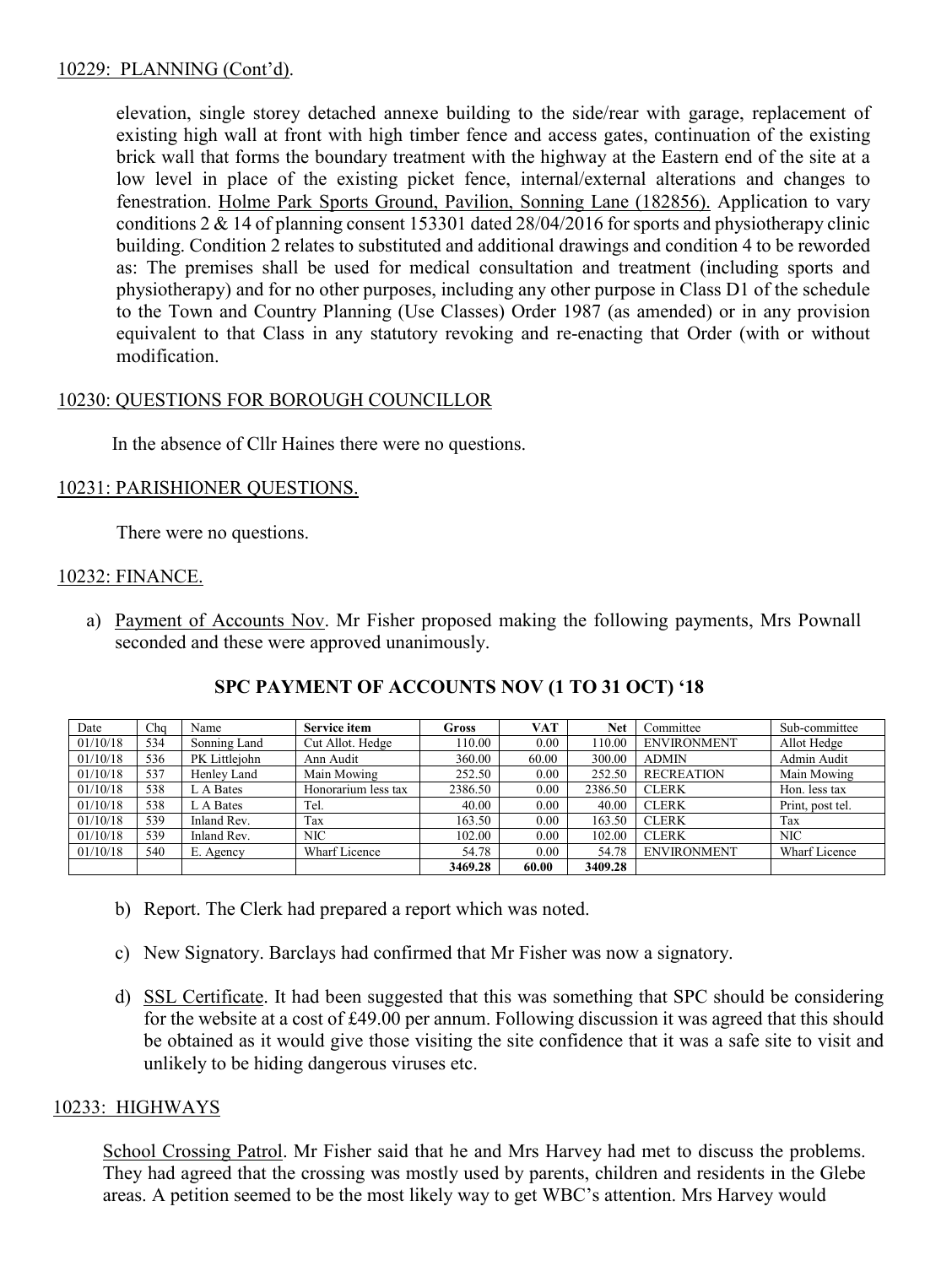10229: PLANNING (Cont'd).

elevation, single storey detached annexe building to the side/rear with garage, replacement of existing high wall at front with high timber fence and access gates, continuation of the existing brick wall that forms the boundary treatment with the highway at the Eastern end of the site at a low level in place of the existing picket fence, internal/external alterations and changes to fenestration. Holme Park Sports Ground, Pavilion, Sonning Lane (182856). Application to vary conditions 2 & 14 of planning consent 153301 dated 28/04/2016 for sports and physiotherapy clinic building. Condition 2 relates to substituted and additional drawings and condition 4 to be reworded as: The premises shall be used for medical consultation and treatment (including sports and physiotherapy) and for no other purposes, including any other purpose in Class D1 of the schedule to the Town and Country Planning (Use Classes) Order 1987 (as amended) or in any provision equivalent to that Class in any statutory revoking and re-enacting that Order (with or without modification.

10230: QUESTIONS FOR BOROUGH COUNCILLOR

In the absence of Cllr Haines there were no questions.

10231: PARISHIONER QUESTIONS.

There were no questions.

10232: FINANCE.

a) Payment of Accounts Nov. Mr Fisher proposed making the following payments, Mrs Pownall seconded and these were approved unanimously.

**SPC PAYMENT OF ACCOUNTS NOV (1 TO 31 OCT) '18**

| Date | Chq | Name | Service item | Gross | VAT | Net | Committee | Sub-committee |
|---|---|---|---|---|---|---|---|---|
| 01/10/18 | 534 | Sonning Land | Cut Allot. Hedge | 110.00 | 0.00 | 110.00 | ENVIRONMENT | Allot Hedge |
| 01/10/18 | 536 | PK Littlejohn | Ann Audit | 360.00 | 60.00 | 300.00 | ADMIN | Admin Audit |
| 01/10/18 | 537 | Henley Land | Main Mowing | 252.50 | 0.00 | 252.50 | RECREATION | Main Mowing |
| 01/10/18 | 538 | L A Bates | Honorarium less tax | 2386.50 | 0.00 | 2386.50 | CLERK | Hon. less tax |
| 01/10/18 | 538 | L A Bates | Tel. | 40.00 | 0.00 | 40.00 | CLERK | Print, post tel. |
| 01/10/18 | 539 | Inland Rev. | Tax | 163.50 | 0.00 | 163.50 | CLERK | Tax |
| 01/10/18 | 539 | Inland Rev. | NIC | 102.00 | 0.00 | 102.00 | CLERK | NIC |
| 01/10/18 | 540 | E. Agency | Wharf Licence | 54.78 | 0.00 | 54.78 | ENVIRONMENT | Wharf Licence |
| | | | | **3469.28** | **60.00** | **3409.28** | | |

b) Report. The Clerk had prepared a report which was noted.

c) New Signatory. Barclays had confirmed that Mr Fisher was now a signatory.

d) SSL Certificate. It had been suggested that this was something that SPC should be considering for the website at a cost of £49.00 per annum. Following discussion it was agreed that this should be obtained as it would give those visiting the site confidence that it was a safe site to visit and unlikely to be hiding dangerous viruses etc.

10233: HIGHWAYS

School Crossing Patrol. Mr Fisher said that he and Mrs Harvey had met to discuss the problems. They had agreed that the crossing was mostly used by parents, children and residents in the Glebe areas. A petition seemed to be the most likely way to get WBC's attention. Mrs Harvey would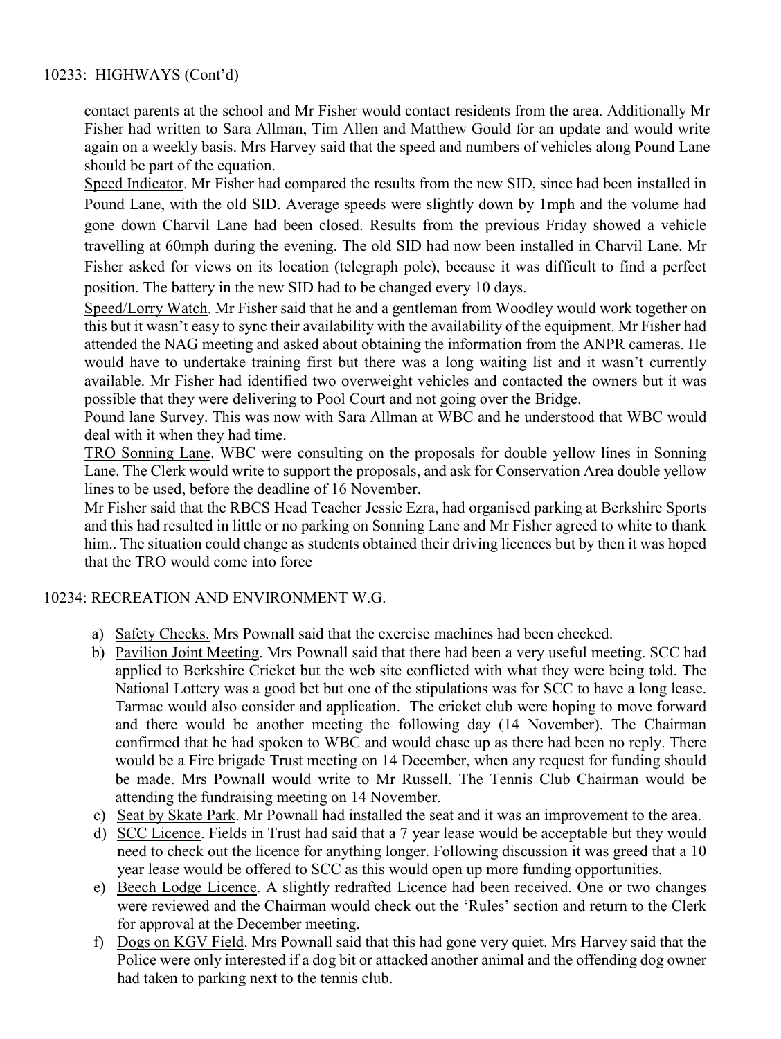10233: HIGHWAYS (Cont'd)

contact parents at the school and Mr Fisher would contact residents from the area. Additionally Mr Fisher had written to Sara Allman, Tim Allen and Matthew Gould for an update and would write again on a weekly basis. Mrs Harvey said that the speed and numbers of vehicles along Pound Lane should be part of the equation.

Speed Indicator. Mr Fisher had compared the results from the new SID, since had been installed in Pound Lane, with the old SID. Average speeds were slightly down by 1mph and the volume had gone down Charvil Lane had been closed. Results from the previous Friday showed a vehicle travelling at 60mph during the evening. The old SID had now been installed in Charvil Lane. Mr Fisher asked for views on its location (telegraph pole), because it was difficult to find a perfect position. The battery in the new SID had to be changed every 10 days.

Speed/Lorry Watch. Mr Fisher said that he and a gentleman from Woodley would work together on this but it wasn't easy to sync their availability with the availability of the equipment. Mr Fisher had attended the NAG meeting and asked about obtaining the information from the ANPR cameras. He would have to undertake training first but there was a long waiting list and it wasn't currently available. Mr Fisher had identified two overweight vehicles and contacted the owners but it was possible that they were delivering to Pool Court and not going over the Bridge.

Pound lane Survey. This was now with Sara Allman at WBC and he understood that WBC would deal with it when they had time.

TRO Sonning Lane. WBC were consulting on the proposals for double yellow lines in Sonning Lane. The Clerk would write to support the proposals, and ask for Conservation Area double yellow lines to be used, before the deadline of 16 November.

Mr Fisher said that the RBCS Head Teacher Jessie Ezra, had organised parking at Berkshire Sports and this had resulted in little or no parking on Sonning Lane and Mr Fisher agreed to white to thank him.. The situation could change as students obtained their driving licences but by then it was hoped that the TRO would come into force

10234: RECREATION AND ENVIRONMENT W.G.

a) Safety Checks. Mrs Pownall said that the exercise machines had been checked.
b) Pavilion Joint Meeting. Mrs Pownall said that there had been a very useful meeting. SCC had applied to Berkshire Cricket but the web site conflicted with what they were being told. The National Lottery was a good bet but one of the stipulations was for SCC to have a long lease. Tarmac would also consider and application. The cricket club were hoping to move forward and there would be another meeting the following day (14 November). The Chairman confirmed that he had spoken to WBC and would chase up as there had been no reply. There would be a Fire brigade Trust meeting on 14 December, when any request for funding should be made. Mrs Pownall would write to Mr Russell. The Tennis Club Chairman would be attending the fundraising meeting on 14 November.
c) Seat by Skate Park. Mr Pownall had installed the seat and it was an improvement to the area.
d) SCC Licence. Fields in Trust had said that a 7 year lease would be acceptable but they would need to check out the licence for anything longer. Following discussion it was greed that a 10 year lease would be offered to SCC as this would open up more funding opportunities.
e) Beech Lodge Licence. A slightly redrafted Licence had been received. One or two changes were reviewed and the Chairman would check out the 'Rules' section and return to the Clerk for approval at the December meeting.
f) Dogs on KGV Field. Mrs Pownall said that this had gone very quiet. Mrs Harvey said that the Police were only interested if a dog bit or attacked another animal and the offending dog owner had taken to parking next to the tennis club.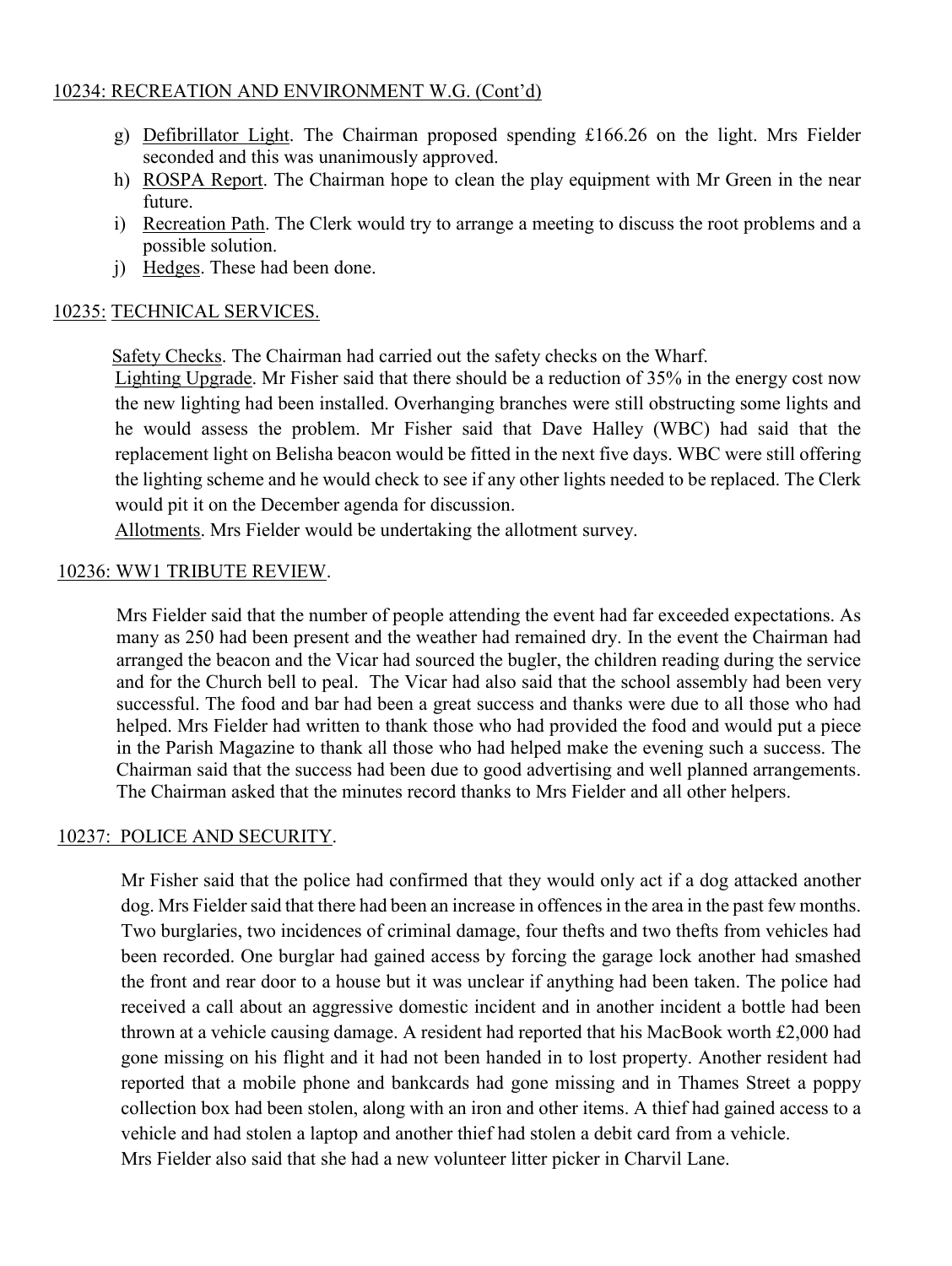10234: RECREATION AND ENVIRONMENT W.G. (Cont'd)

g) Defibrillator Light. The Chairman proposed spending £166.26 on the light. Mrs Fielder seconded and this was unanimously approved.
h) ROSPA Report. The Chairman hope to clean the play equipment with Mr Green in the near future.
i) Recreation Path. The Clerk would try to arrange a meeting to discuss the root problems and a possible solution.
j) Hedges. These had been done.

10235: TECHNICAL SERVICES.

Safety Checks. The Chairman had carried out the safety checks on the Wharf.

Lighting Upgrade. Mr Fisher said that there should be a reduction of 35% in the energy cost now the new lighting had been installed. Overhanging branches were still obstructing some lights and he would assess the problem. Mr Fisher said that Dave Halley (WBC) had said that the replacement light on Belisha beacon would be fitted in the next five days. WBC were still offering the lighting scheme and he would check to see if any other lights needed to be replaced. The Clerk would pit it on the December agenda for discussion.

Allotments. Mrs Fielder would be undertaking the allotment survey.

10236: WW1 TRIBUTE REVIEW.

Mrs Fielder said that the number of people attending the event had far exceeded expectations. As many as 250 had been present and the weather had remained dry. In the event the Chairman had arranged the beacon and the Vicar had sourced the bugler, the children reading during the service and for the Church bell to peal. The Vicar had also said that the school assembly had been very successful. The food and bar had been a great success and thanks were due to all those who had helped. Mrs Fielder had written to thank those who had provided the food and would put a piece in the Parish Magazine to thank all those who had helped make the evening such a success. The Chairman said that the success had been due to good advertising and well planned arrangements. The Chairman asked that the minutes record thanks to Mrs Fielder and all other helpers.

10237: POLICE AND SECURITY.

Mr Fisher said that the police had confirmed that they would only act if a dog attacked another dog. Mrs Fielder said that there had been an increase in offences in the area in the past few months. Two burglaries, two incidences of criminal damage, four thefts and two thefts from vehicles had been recorded. One burglar had gained access by forcing the garage lock another had smashed the front and rear door to a house but it was unclear if anything had been taken. The police had received a call about an aggressive domestic incident and in another incident a bottle had been thrown at a vehicle causing damage. A resident had reported that his MacBook worth £2,000 had gone missing on his flight and it had not been handed in to lost property. Another resident had reported that a mobile phone and bankcards had gone missing and in Thames Street a poppy collection box had been stolen, along with an iron and other items. A thief had gained access to a vehicle and had stolen a laptop and another thief had stolen a debit card from a vehicle.

Mrs Fielder also said that she had a new volunteer litter picker in Charvil Lane.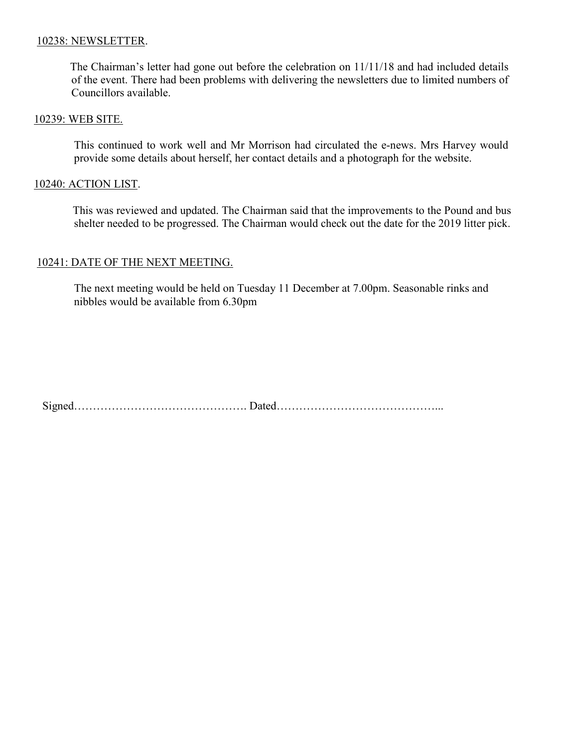10238: NEWSLETTER.

The Chairman's letter had gone out before the celebration on 11/11/18 and had included details of the event. There had been problems with delivering the newsletters due to limited numbers of Councillors available.

10239: WEB SITE.

This continued to work well and Mr Morrison had circulated the e-news. Mrs Harvey would provide some details about herself, her contact details and a photograph for the website.

10240: ACTION LIST.

This was reviewed and updated. The Chairman said that the improvements to the Pound and bus shelter needed to be progressed. The Chairman would check out the date for the 2019 litter pick.

10241: DATE OF THE NEXT MEETING.

The next meeting would be held on Tuesday 11 December at 7.00pm. Seasonable rinks and nibbles would be available from 6.30pm

Signed………………………………………. Dated……………………………………...